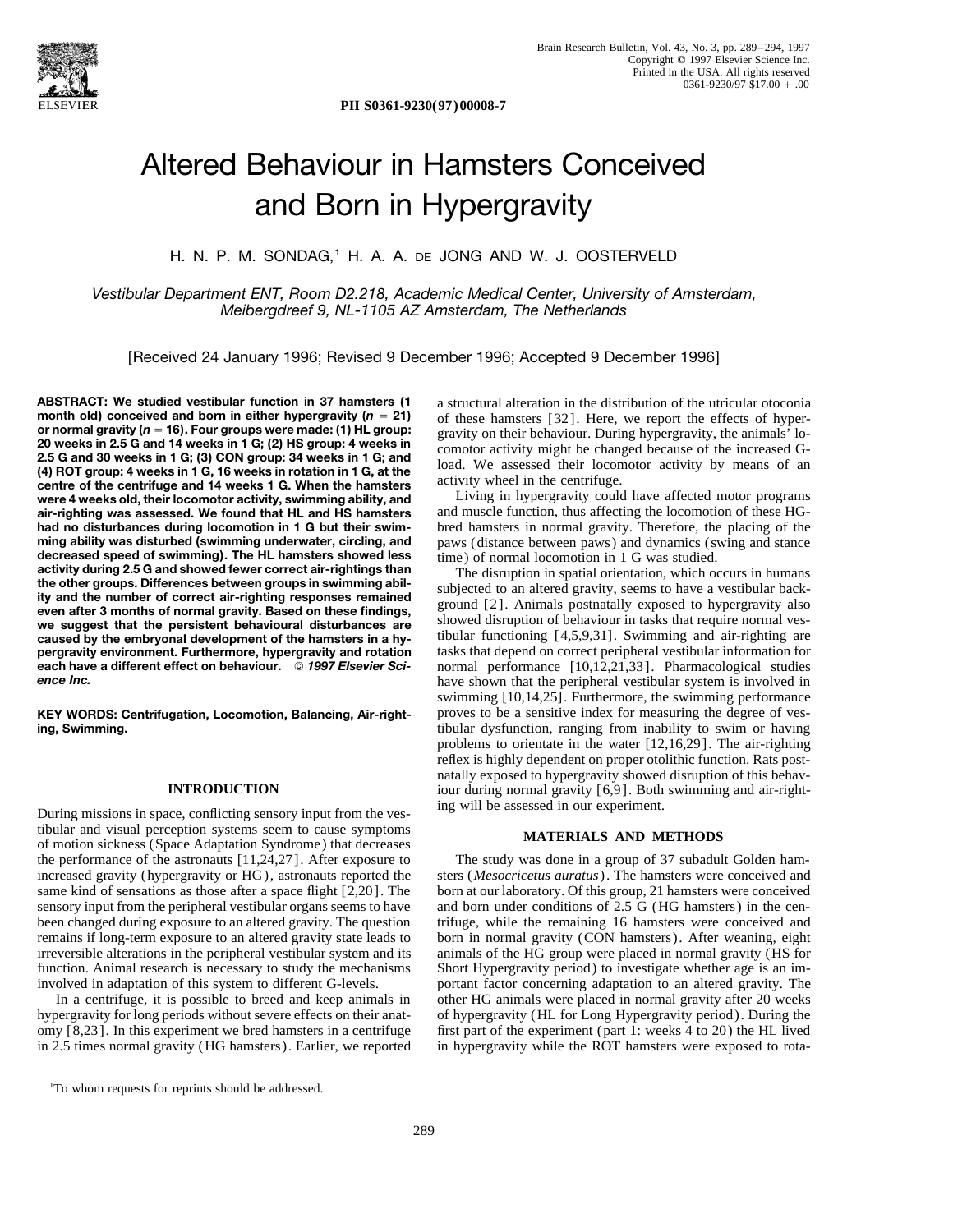# Altered Behaviour in Hamsters Conceived and Born in Hypergravity

H. N. P. M. SONDAG,[1] H. A. A. DE JONG AND W. J. OOSTERVELD

*Vestibular Department ENT, Room D2.218, Academic Medical Center, University of Amsterdam, Meibergdreef 9, NL-1105 AZ Amsterdam, The Netherlands*

[Received 24 January 1996; Revised 9 December 1996; Accepted 9 December 1996]

**ABSTRACT: We studied vestibular function in 37 hamsters (1 month old) conceived and born in either hypergravity ($n = 21$) or normal gravity ($n = 16$). Four groups were made: (1) HL group: 20 weeks in 2.5 G and 14 weeks in 1 G; (2) HS group: 4 weeks in 2.5 G and 30 weeks in 1 G; (3) CON group: 34 weeks in 1 G; and (4) ROT group: 4 weeks in 1 G, 16 weeks in rotation in 1 G, at the centre of the centrifuge and 14 weeks 1 G. When the hamsters were 4 weeks old, their locomotor activity, swimming ability, and air-righting was assessed. We found that HL and HS hamsters had no disturbances during locomotion in 1 G but their swimming ability was disturbed (swimming underwater, circling, and decreased speed of swimming). The HL hamsters showed less activity during 2.5 G and showed fewer correct air-rightings than the other groups. Differences between groups in swimming ability and the number of correct air-righting responses remained even after 3 months of normal gravity. Based on these findings, we suggest that the persistent behavioural disturbances are caused by the embryonal development of the hamsters in a hypergravity environment. Furthermore, hypergravity and rotation each have a different effect on behaviour. *© 1997 Elsevier Science Inc.***

**KEY WORDS: Centrifugation, Locomotion, Balancing, Air-righting, Swimming.**

## INTRODUCTION

During missions in space, conflicting sensory input from the vestibular and visual perception systems seem to cause symptoms of motion sickness (Space Adaptation Syndrome) that decreases the performance of the astronauts [11,24,27]. After exposure to increased gravity (hypergravity or HG), astronauts reported the same kind of sensations as those after a space flight [2,20]. The sensory input from the peripheral vestibular organs seems to have been changed during exposure to an altered gravity. The question remains if long-term exposure to an altered gravity state leads to irreversible alterations in the peripheral vestibular system and its function. Animal research is necessary to study the mechanisms involved in adaptation of this system to different G-levels.

In a centrifuge, it is possible to breed and keep animals in hypergravity for long periods without severe effects on their anatomy [8,23]. In this experiment we bred hamsters in a centrifuge in 2.5 times normal gravity (HG hamsters). Earlier, we reported a structural alteration in the distribution of the utricular otoconia of these hamsters [32]. Here, we report the effects of hypergravity on their behaviour. During hypergravity, the animals' locomotor activity might be changed because of the increased G-load. We assessed their locomotor activity by means of an activity wheel in the centrifuge.

Living in hypergravity could have affected motor programs and muscle function, thus affecting the locomotion of these HG-bred hamsters in normal gravity. Therefore, the placing of the paws (distance between paws) and dynamics (swing and stance time) of normal locomotion in 1 G was studied.

The disruption in spatial orientation, which occurs in humans subjected to an altered gravity, seems to have a vestibular background [2]. Animals postnatally exposed to hypergravity also showed disruption of behaviour in tasks that require normal vestibular functioning [4,5,9,31]. Swimming and air-righting are tasks that depend on correct peripheral vestibular information for normal performance [10,12,21,33]. Pharmacological studies have shown that the peripheral vestibular system is involved in swimming [10,25]. Furthermore, the swimming performance proves to be a sensitive index for measuring the degree of vestibular dysfunction, ranging from inability to swim or having problems to orientate in the water [12,16,29]. The air-righting reflex is highly dependent on proper otolithic function. Rats postnatally exposed to hypergravity showed disruption of this behaviour during normal gravity [6,9]. Both swimming and air-righting will be assessed in our experiment.

## MATERIALS AND METHODS

The study was done in a group of 37 subadult Golden hamsters (*Mesocricetus auratus*). The hamsters were conceived and born at our laboratory. Of this group, 21 hamsters were conceived and born under conditions of 2.5 G (HG hamsters) in the centrifuge, while the remaining 16 hamsters were conceived and born in normal gravity (CON hamsters). After weaning, eight animals of the HG group were placed in normal gravity (HS for Short Hypergravity period) to investigate whether age is an important factor concerning adaptation to an altered gravity. The other HG animals were placed in normal gravity after 20 weeks of hypergravity (HL for Long Hypergravity period). During the first part of the experiment (part 1: weeks 4 to 20) the HL lived in hypergravity while the ROT hamsters were exposed to rota-

[1]To whom requests for reprints should be addressed.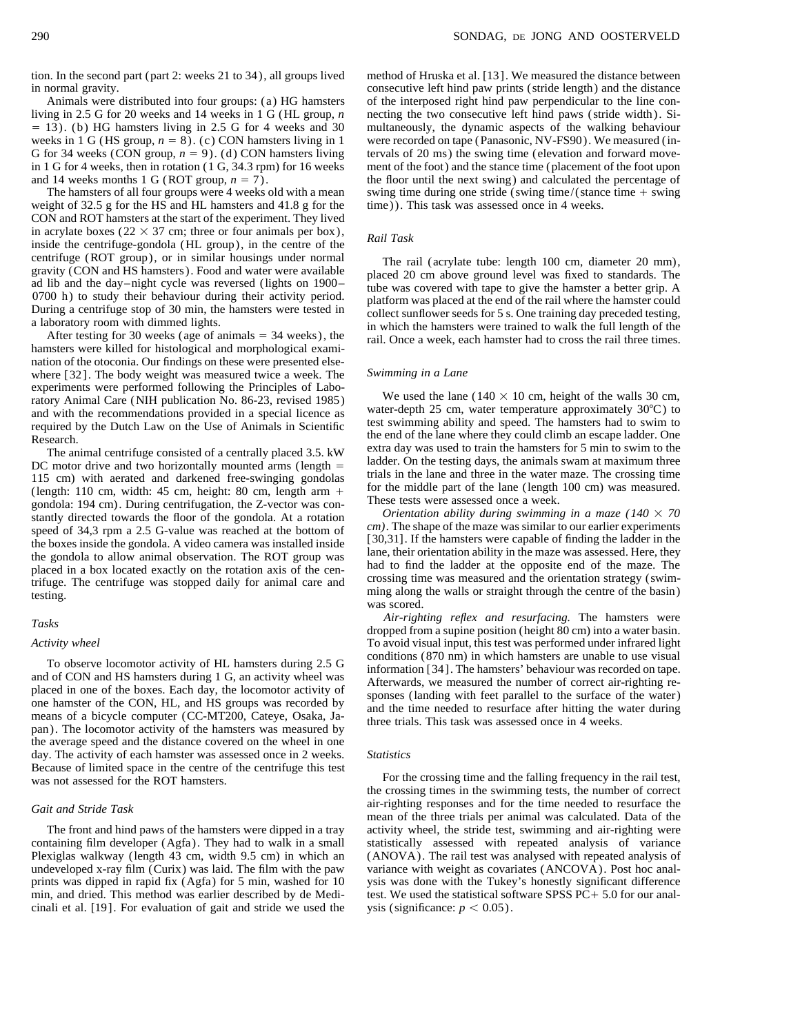tion. In the second part (part 2: weeks 21 to 34), all groups lived in normal gravity.

Animals were distributed into four groups: (a) HG hamsters living in 2.5 G for 20 weeks and 14 weeks in 1 G (HL group, $n = 13$). (b) HG hamsters living in 2.5 G for 4 weeks and 30 weeks in 1 G (HS group, $n = 8$). (c) CON hamsters living in 1 G for 34 weeks (CON group, $n = 9$). (d) CON hamsters living in 1 G for 4 weeks, then in rotation (1 G, 34.3 rpm) for 16 weeks and 14 weeks months 1 G (ROT group, $n = 7$).

The hamsters of all four groups were 4 weeks old with a mean weight of 32.5 g for the HS and HL hamsters and 41.8 g for the CON and ROT hamsters at the start of the experiment. They lived in acrylate boxes (22 × 37 cm; three or four animals per box), inside the centrifuge-gondola (HL group), in the centre of the centrifuge (ROT group), or in similar housings under normal gravity (CON and HS hamsters). Food and water were available ad lib and the day–night cycle was reversed (lights on 1900–0700 h) to study their behaviour during their activity period. During a centrifuge stop of 30 min, the hamsters were tested in a laboratory room with dimmed lights.

After testing for 30 weeks (age of animals = 34 weeks), the hamsters were killed for histological and morphological examination of the otoconia. Our findings on these were presented elsewhere [32]. The body weight was measured twice a week. The experiments were performed following the Principles of Laboratory Animal Care (NIH publication No. 86-23, revised 1985) and with the recommendations provided in a special licence as required by the Dutch Law on the Use of Animals in Scientific Research.

The animal centrifuge consisted of a centrally placed 3.5. kW DC motor drive and two horizontally mounted arms (length = 115 cm) with aerated and darkened free-swinging gondolas (length: 110 cm, width: 45 cm, height: 80 cm, length arm + gondola: 194 cm). During centrifugation, the Z-vector was constantly directed towards the floor of the gondola. At a rotation speed of 34,3 rpm a 2.5 G-value was reached at the bottom of the boxes inside the gondola. A video camera was installed inside the gondola to allow animal observation. The ROT group was placed in a box located exactly on the rotation axis of the centrifuge. The centrifuge was stopped daily for animal care and testing.

## Tasks

### Activity wheel

To observe locomotor activity of HL hamsters during 2.5 G and of CON and HS hamsters during 1 G, an activity wheel was placed in one of the boxes. Each day, the locomotor activity of one hamster of the CON, HL, and HS groups was recorded by means of a bicycle computer (CC-MT200, Cateye, Osaka, Japan). The locomotor activity of the hamsters was measured by the average speed and the distance covered on the wheel in one day. The activity of each hamster was assessed once in 2 weeks. Because of limited space in the centre of the centrifuge this test was not assessed for the ROT hamsters.

### Gait and Stride Task

The front and hind paws of the hamsters were dipped in a tray containing film developer (Agfa). They had to walk in a small Plexiglas walkway (length 43 cm, width 9.5 cm) in which an undeveloped x-ray film (Curix) was laid. The film with the paw prints was dipped in rapid fix (Agfa) for 5 min, washed for 10 min, and dried. This method was earlier described by de Medicinali et al. [19]. For evaluation of gait and stride we used the method of Hruska et al. [13]. We measured the distance between consecutive left hind paw prints (stride length) and the distance of the interposed right hind paw perpendicular to the line connecting the two consecutive left hind paws (stride width). Simultaneously, the dynamic aspects of the walking behaviour were recorded on tape (Panasonic, NV-FS90). We measured (intervals of 20 ms) the swing time (elevation and forward movement of the foot) and the stance time (placement of the foot upon the floor until the next swing) and calculated the percentage of swing time during one stride (swing time/(stance time + swing time)). This task was assessed once in 4 weeks.

### Rail Task

The rail (acrylate tube: length 100 cm, diameter 20 mm), placed 20 cm above ground level was fixed to standards. The tube was covered with tape to give the hamster a better grip. A platform was placed at the end of the rail where the hamster could collect sunflower seeds for 5 s. One training day preceded testing, in which the hamsters were trained to walk the full length of the rail. Once a week, each hamster had to cross the rail three times.

### Swimming in a Lane

We used the lane (140 × 10 cm, height of the walls 30 cm, water-depth 25 cm, water temperature approximately 30°C) to test swimming ability and speed. The hamsters had to swim to the end of the lane where they could climb an escape ladder. One extra day was used to train the hamsters for 5 min to swim to the ladder. On the testing days, the animals swam at maximum three trials in the lane and three in the water maze. The crossing time for the middle part of the lane (length 100 cm) was measured. These tests were assessed once a week.

*Orientation ability during swimming in a maze (140 × 70 cm)*. The shape of the maze was similar to our earlier experiments [30,31]. If the hamsters were capable of finding the ladder in the lane, their orientation ability in the maze was assessed. Here, they had to find the ladder at the opposite end of the maze. The crossing time was measured and the orientation strategy (swimming along the walls or straight through the centre of the basin) was scored.

*Air-righting reflex and resurfacing.* The hamsters were dropped from a supine position (height 80 cm) into a water basin. To avoid visual input, this test was performed under infrared light conditions (870 nm) in which hamsters are unable to use visual information [34]. The hamsters' behaviour was recorded on tape. Afterwards, we measured the number of correct air-righting responses (landing with feet parallel to the surface of the water) and the time needed to resurface after hitting the water during three trials. This task was assessed once in 4 weeks.

### Statistics

For the crossing time and the falling frequency in the rail test, the crossing times in the swimming tests, the number of correct air-righting responses and for the time needed to resurface the mean of the three trials per animal was calculated. Data of the activity wheel, the stride test, swimming and air-righting were statistically assessed with repeated analysis of variance (ANOVA). The rail test was analysed with repeated analysis of variance with weight as covariates (ANCOVA). Post hoc analysis was done with the Tukey's honestly significant difference test. We used the statistical software SPSS PC+ 5.0 for our analysis (significance: $p < 0.05$).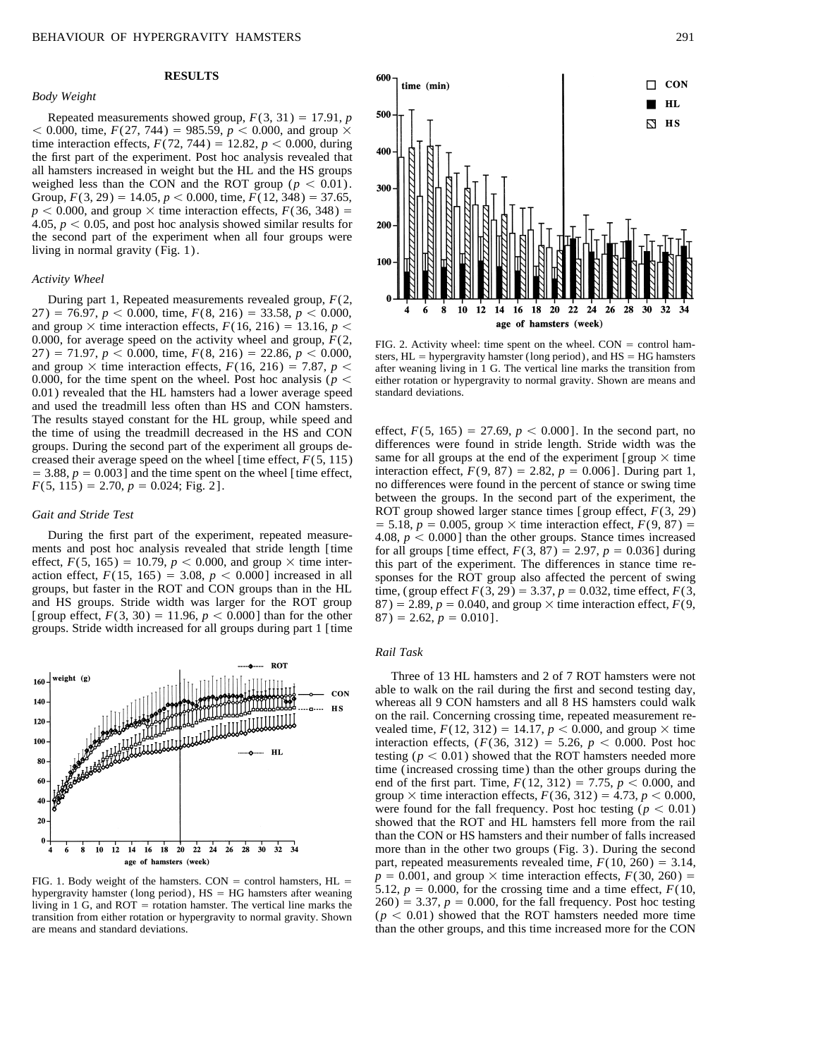## RESULTS

### *Body Weight*

Repeated measurements showed group, $F(3, 31) = 17.91$, $p < 0.000$, time, $F(27, 744) = 985.59$, $p < 0.000$, and group × time interaction effects, $F(72, 744) = 12.82$, $p < 0.000$, during the first part of the experiment. Post hoc analysis revealed that all hamsters increased in weight but the HL and the HS groups weighed less than the CON and the ROT group ($p < 0.01$). Group, $F(3, 29) = 14.05$, $p < 0.000$, time, $F(12, 348) = 37.65$, $p < 0.000$, and group × time interaction effects, $F(36, 348) = 4.05$, $p < 0.05$, and post hoc analysis showed similar results for the second part of the experiment when all four groups were living in normal gravity (Fig. 1).

### *Activity Wheel*

During part 1, Repeated measurements revealed group, $F(2, 27) = 76.97$, $p < 0.000$, time, $F(8, 216) = 33.58$, $p < 0.000$, and group × time interaction effects, $F(16, 216) = 13.16$, $p < 0.000$, for average speed on the activity wheel and group, $F(2, 27) = 71.97$, $p < 0.000$, time, $F(8, 216) = 22.86$, $p < 0.000$, and group × time interaction effects, $F(16, 216) = 7.87$, $p < 0.000$, for the time spent on the wheel. Post hoc analysis ($p < 0.01$) revealed that the HL hamsters had a lower average speed and used the treadmill less often than HS and CON hamsters. The results stayed constant for the HL group, while speed and the time of using the treadmill decreased in the HS and CON groups. During the second part of the experiment all groups decreased their average speed on the wheel [time effect, $F(5, 115) = 3.88$, $p = 0.003$] and the time spent on the wheel [time effect, $F(5, 115) = 2.70$, $p = 0.024$; Fig. 2].

### *Gait and Stride Test*

During the first part of the experiment, repeated measurements and post hoc analysis revealed that stride length [time effect, $F(5, 165) = 10.79$, $p < 0.000$, and group × time interaction effect, $F(15, 165) = 3.08$, $p < 0.000$] increased in all groups, but faster in the ROT and CON groups than in the HL and HS groups. Stride width was larger for the ROT group [group effect, $F(3, 30) = 11.96$, $p < 0.000$] than for the other groups. Stride width increased for all groups during part 1 [time effect, $F(5, 165) = 27.69$, $p < 0.000$]. In the second part, no differences were found in stride length. Stride width was the same for all groups at the end of the experiment [group × time interaction effect, $F(9, 87) = 2.82$, $p = 0.006$]. During part 1, no differences were found in the percent of stance or swing time between the groups. In the second part of the experiment, the ROT group showed larger stance times [group effect, $F(3, 29) = 5.18$, $p = 0.005$, group × time interaction effect, $F(9, 87) = 4.08$, $p < 0.000$] than the other groups. Stance times increased for all groups [time effect, $F(3, 87) = 2.97$, $p = 0.036$] during this part of the experiment. The differences in stance time responses for the ROT group also affected the percent of swing time, (group effect $F(3, 29) = 3.37$, $p = 0.032$, time effect, $F(3, 87) = 2.89$, $p = 0.040$, and group × time interaction effect, $F(9, 87) = 2.62$, $p = 0.010$].

FIG. 1. Body weight of the hamsters. CON = control hamsters, HL = hypergravity hamster (long period), HS = HG hamsters after weaning living in 1 G, and ROT = rotation hamster. The vertical line marks the transition from either rotation or hypergravity to normal gravity. Shown are means and standard deviations.

FIG. 2. Activity wheel: time spent on the wheel. CON = control hamsters, HL = hypergravity hamster (long period), and HS = HG hamsters after weaning living in 1 G. The vertical line marks the transition from either rotation or hypergravity to normal gravity. Shown are means and standard deviations.

### *Rail Task*

Three of 13 HL hamsters and 2 of 7 ROT hamsters were not able to walk on the rail during the first and second testing day, whereas all 9 CON hamsters and all 8 HS hamsters could walk on the rail. Concerning crossing time, repeated measurement revealed time, $F(12, 312) = 14.17$, $p < 0.000$, and group × time interaction effects, ($F(36, 312) = 5.26$, $p < 0.000$. Post hoc testing ($p < 0.01$) showed that the ROT hamsters needed more time (increased crossing time) than the other groups during the end of the first part. Time, $F(12, 312) = 7.75$, $p < 0.000$, and group × time interaction effects, $F(36, 312) = 4.73$, $p < 0.000$, were found for the fall frequency. Post hoc testing ($p < 0.01$) showed that the ROT and HL hamsters fell more from the rail than the CON or HS hamsters and their number of falls increased more than in the other two groups (Fig. 3). During the second part, repeated measurements revealed time, $F(10, 260) = 3.14$, $p = 0.001$, and group × time interaction effects, $F(30, 260) = 5.12$, $p = 0.000$, for the crossing time and a time effect, $F(10, 260) = 3.37$, $p = 0.000$, for the fall frequency. Post hoc testing ($p < 0.01$) showed that the ROT hamsters needed more time than the other groups, and this time increased more for the CON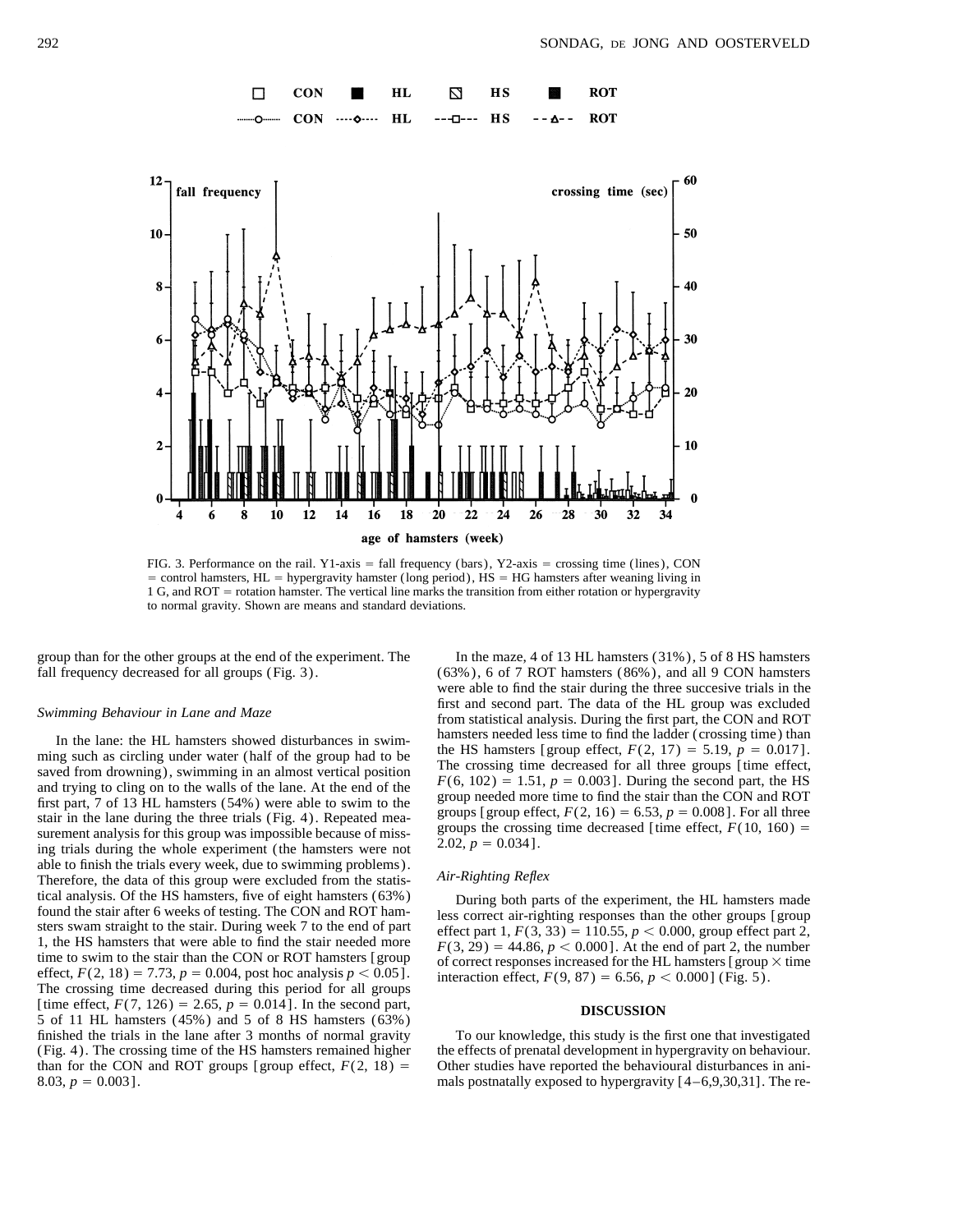FIG. 3. Performance on the rail. Y1-axis = fall frequency (bars), Y2-axis = crossing time (lines), CON = control hamsters, HL = hypergravity hamster (long period), HS = HG hamsters after weaning living in 1 G, and ROT = rotation hamster. The vertical line marks the transition from either rotation or hypergravity to normal gravity. Shown are means and standard deviations.

group than for the other groups at the end of the experiment. The fall frequency decreased for all groups (Fig. 3).

### *Swimming Behaviour in Lane and Maze*

In the lane: the HL hamsters showed disturbances in swimming such as circling under water (half of the group had to be saved from drowning), swimming in an almost vertical position and trying to cling on to the walls of the lane. At the end of the first part, 7 of 13 HL hamsters (54%) were able to swim to the stair in the lane during the three trials (Fig. 4). Repeated measurement analysis for this group was impossible because of missing trials during the whole experiment (the hamsters were not able to finish the trials every week, due to swimming problems). Therefore, the data of this group were excluded from the statistical analysis. Of the HS hamsters, five of eight hamsters (63%) found the stair after 6 weeks of testing. The CON and ROT hamsters swam straight to the stair. During week 7 to the end of part 1, the HS hamsters that were able to find the stair needed more time to swim to the stair than the CON or ROT hamsters [group effect, $F(2, 18) = 7.73$, $p = 0.004$, post hoc analysis $p < 0.05$]. The crossing time decreased during this period for all groups [time effect, $F(7, 126) = 2.65$, $p = 0.014$]. In the second part, 5 of 11 HL hamsters (45%) and 5 of 8 HS hamsters (63%) finished the trials in the lane after 3 months of normal gravity (Fig. 4). The crossing time of the HS hamsters remained higher than for the CON and ROT groups [group effect, $F(2, 18) = 8.03$, $p = 0.003$].

In the maze, 4 of 13 HL hamsters (31%), 5 of 8 HS hamsters (63%), 6 of 7 ROT hamsters (86%), and all 9 CON hamsters were able to find the stair during the three succesive trials in the first and second part. The data of the HL group was excluded from statistical analysis. During the first part, the CON and ROT hamsters needed less time to find the ladder (crossing time) than the HS hamsters [group effect, $F(2, 17) = 5.19$, $p = 0.017$]. The crossing time decreased for all three groups [time effect, $F(6, 102) = 1.51$, $p = 0.003$]. During the second part, the HS group needed more time to find the stair than the CON and ROT groups [group effect, $F(2, 16) = 6.53$, $p = 0.008$]. For all three groups the crossing time decreased [time effect, $F(10, 160) = 2.02$, $p = 0.034$].

### *Air-Righting Reflex*

During both parts of the experiment, the HL hamsters made less correct air-righting responses than the other groups [group effect part 1, $F(3, 33) = 110.55$, $p < 0.000$, group effect part 2, $F(3, 29) = 44.86$, $p < 0.000$]. At the end of part 2, the number of correct responses increased for the HL hamsters [group $\times$ time interaction effect, $F(9, 87) = 6.56$, $p < 0.000$] (Fig. 5).

## DISCUSSION

To our knowledge, this study is the first one that investigated the effects of prenatal development in hypergravity on behaviour. Other studies have reported the behavioural disturbances in animals postnatally exposed to hypergravity [4–6,9,30,31]. The re-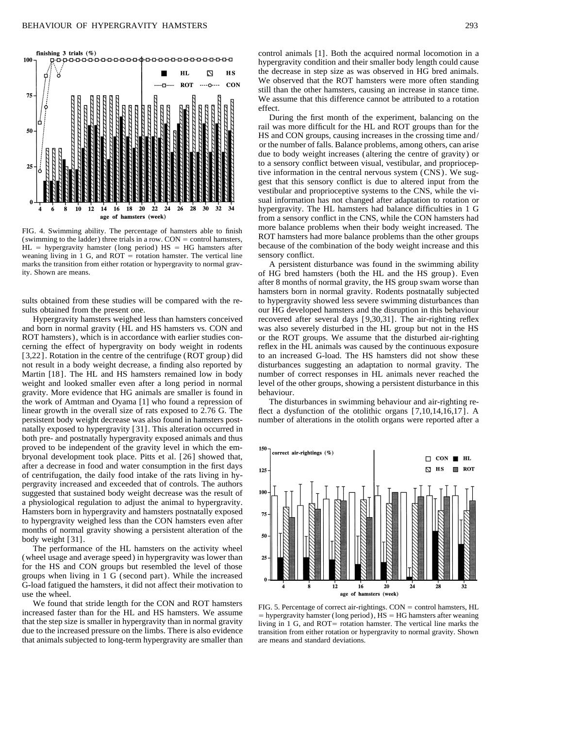finishing 3 trials (%)

100

75

50

25

0

HL HS ROT CON

4 6 8 10 12 14 16 18 20 22 24 26 28 30 32 34

age of hamsters (week)

FIG. 4. Swimming ability. The percentage of hamsters able to finish (swimming to the ladder) three trials in a row. CON = control hamsters, HL = hypergravity hamster (long period) HS = HG hamsters after weaning living in 1 G, and ROT = rotation hamster. The vertical line marks the transition from either rotation or hypergravity to normal gravity. Shown are means.

sults obtained from these studies will be compared with the results obtained from the present one.

Hypergravity hamsters weighed less than hamsters conceived and born in normal gravity (HL and HS hamsters vs. CON and ROT hamsters), which is in accordance with earlier studies concerning the effect of hypergravity on body weight in rodents [3,22]. Rotation in the centre of the centrifuge (ROT group) did not result in a body weight decrease, a finding also reported by Martin [18]. The HL and HS hamsters remained low in body weight and looked smaller even after a long period in normal gravity. More evidence that HG animals are smaller is found in the work of Amtman and Oyama [1] who found a repression of linear growth in the overall size of rats exposed to 2.76 G. The persistent body weight decrease was also found in hamsters postnatally exposed to hypergravity [31]. This alteration occurred in both pre- and postnatally hypergravity exposed animals and thus proved to be independent of the gravity level in which the embryonal development took place. Pitts et al. [26] showed that, after a decrease in food and water consumption in the first days of centrifugation, the daily food intake of the rats living in hypergravity increased and exceeded that of controls. The authors suggested that sustained body weight decrease was the result of a physiological regulation to adjust the animal to hypergravity. Hamsters born in hypergravity and hamsters postnatally exposed to hypergravity weighed less than the CON hamsters even after months of normal gravity showing a persistent alteration of the body weight [31].

The performance of the HL hamsters on the activity wheel (wheel usage and average speed) in hypergravity was lower than for the HS and CON groups but resembled the level of those groups when living in 1 G (second part). While the increased G-load fatigued the hamsters, it did not affect their motivation to use the wheel.

We found that stride length for the CON and ROT hamsters increased faster than for the HL and HS hamsters. We assume that the step size is smaller in hypergravity than in normal gravity due to the increased pressure on the limbs. There is also evidence that animals subjected to long-term hypergravity are smaller than control animals [1]. Both the acquired normal locomotion in a hypergravity condition and their smaller body length could cause the decrease in step size as was observed in HG bred animals. We observed that the ROT hamsters were more often standing still than the other hamsters, causing an increase in stance time. We assume that this difference cannot be attributed to a rotation effect.

During the first month of the experiment, balancing on the rail was more difficult for the HL and ROT groups than for the HS and CON groups, causing increases in the crossing time and/or the number of falls. Balance problems, among others, can arise due to body weight increases (altering the centre of gravity) or to a sensory conflict between visual, vestibular, and proprioceptive information in the central nervous system (CNS). We suggest that this sensory conflict is due to altered input from the vestibular and proprioceptive systems to the CNS, while the visual information has not changed after adaptation to rotation or hypergravity. The HL hamsters had balance difficulties in 1 G from a sensory conflict in the CNS, while the CON hamsters had more balance problems when their body weight increased. The ROT hamsters had more balance problems than the other groups because of the combination of the body weight increase and this sensory conflict.

A persistent disturbance was found in the swimming ability of HG bred hamsters (both the HL and the HS group). Even after 8 months of normal gravity, the HS group swam worse than hamsters born in normal gravity. Rodents postnatally subjected to hypergravity showed less severe swimming disturbances than our HG developed hamsters and the disruption in this behaviour recovered after several days [9,30,31]. The air-righting reflex was also severely disturbed in the HL group but not in the HS or the ROT groups. We assume that the disturbed air-righting reflex in the HL animals was caused by the continuous exposure to an increased G-load. The HS hamsters did not show these disturbances suggesting an adaptation to normal gravity. The number of correct responses in HL animals never reached the level of the other groups, showing a persistent disturbance in this behaviour.

The disturbances in swimming behaviour and air-righting reflect a dysfunction of the otolithic organs [7,10,14,16,17]. A number of alterations in the otolith organs were reported after a

correct air-rightings (%)

150

125

100

75

50

25

0

CON HL HS ROT

4 8 12 16 20 24 28 32

age of hamsters (week)

FIG. 5. Percentage of correct air-rightings. CON = control hamsters, HL = hypergravity hamster (long period), HS = HG hamsters after weaning living in 1 G, and ROT= rotation hamster. The vertical line marks the transition from either rotation or hypergravity to normal gravity. Shown are means and standard deviations.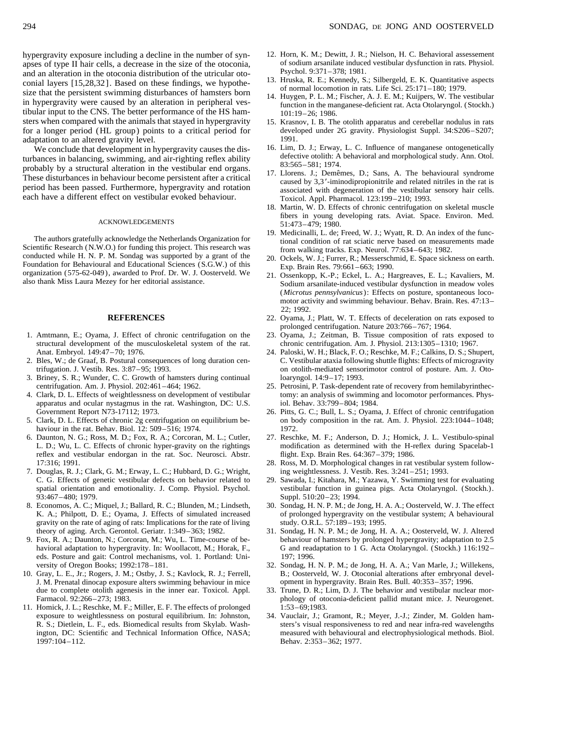hypergravity exposure including a decline in the number of synapses of type II hair cells, a decrease in the size of the otoconia, and an alteration in the otoconia distribution of the utricular otoconial layers [15,28,32]. Based on these findings, we hypothesize that the persistent swimming disturbances of hamsters born in hypergravity were caused by an alteration in peripheral vestibular input to the CNS. The better performance of the HS hamsters when compared with the animals that stayed in hypergravity for a longer period (HL group) points to a critical period for adaptation to an altered gravity level.

We conclude that development in hypergravity causes the disturbances in balancing, swimming, and air-righting reflex ability probably by a structural alteration in the vestibular end organs. These disturbances in behaviour become persistent after a critical period has been passed. Furthermore, hypergravity and rotation each have a different effect on vestibular evoked behaviour.

## ACKNOWLEDGEMENTS

The authors gratefully acknowledge the Netherlands Organization for Scientific Research (N.W.O.) for funding this project. This research was conducted while H. N. P. M. Sondag was supported by a grant of the Foundation for Behavioural and Educational Sciences (S.G.W.) of this organization (575-62-049), awarded to Prof. Dr. W. J. Oosterveld. We also thank Miss Laura Mezey for her editorial assistance.

## REFERENCES

1. Amtmann, E.; Oyama, J. Effect of chronic centrifugation on the structural development of the musculoskeletal system of the rat. Anat. Embryol. 149:47–70; 1976.
2. Bles, W.; de Graaf, B. Postural consequences of long duration centrifugation. J. Vestib. Res. 3:87–95; 1993.
3. Briney, S. R.; Wunder, C. C. Growth of hamsters during continual centrifugation. Am. J. Physiol. 202:461–464; 1962.
4. Clark, D. L. Effects of weightlessness on development of vestibular apparatus and ocular nystagmus in the rat. Washington, DC: U.S. Government Report N73-17112; 1973.
5. Clark, D. L. Effects of chronic 2g centrifugation on equilibrium behaviour in the rat. Behav. Biol. 12: 509–516; 1974.
6. Daunton, N. G.; Ross, M. D.; Fox, R. A.; Corcoran, M. L.; Cutler, L. D.; Wu, L. C. Effects of chronic hyper-gravity on the rightings reflex and vestibular endorgan in the rat. Soc. Neurosci. Abstr. 17:316; 1991.
7. Douglas, R. J.; Clark, G. M.; Erway, L. C.; Hubbard, D. G.; Wright, C. G. Effects of genetic vestibular defects on behavior related to spatial orientation and emotionality. J. Comp. Physiol. Psychol. 93:467–480; 1979.
8. Economos, A. C.; Miquel, J.; Ballard, R. C.; Blunden, M.; Lindseth, K. A.; Philpott, D. E.; Oyama, J. Effects of simulated increased gravity on the rate of aging of rats: Implications for the rate of living theory of aging. Arch. Gerontol. Geriatr. 1:349–363; 1982.
9. Fox, R. A.; Daunton, N.; Corcoran, M.; Wu, L. Time-course of behavioral adaptation to hypergravity. In: Woollacott, M.; Horak, F., eds. Posture and gait: Control mechanisms, vol. 1. Portland: University of Oregon Books; 1992:178–181.
10. Gray, L. E., Jr.; Rogers, J. M.; Ostby, J. S.; Kavlock, R. J.; Ferrell, J. M. Prenatal dinocap exposure alters swimming behaviour in mice due to complete otolith agenesis in the inner ear. Toxicol. Appl. Farmacol. 92:266–273; 1983.
11. Homick, J. L.; Reschke, M. F.; Miller, E. F. The effects of prolonged exposure to weightlessness on postural equilibrium. In: Johnston, R. S.; Dietlein, L. F., eds. Biomedical results from Skylab. Washington, DC: Scientific and Technical Information Office, NASA; 1997:104–112.
12. Horn, K. M.; Dewitt, J. R.; Nielson, H. C. Behavioral assessement of sodium arsanilate induced vestibular dysfunction in rats. Physiol. Psychol. 9:371–378; 1981.
13. Hruska, R. E.; Kennedy, S.; Silbergeld, E. K. Quantitative aspects of normal locomotion in rats. Life Sci. 25:171–180; 1979.
14. Huygen, P. L. M.; Fischer, A. J. E. M.; Kuijpers, W. The vestibular function in the manganese-deficient rat. Acta Otolaryngol. (Stockh.) 101:19–26; 1986.
15. Krasnov, I. B. The otolith apparatus and cerebellar nodulus in rats developed under 2G gravity. Physiologist Suppl. 34:S206–S207; 1991.
16. Lim, D. J.; Erway, L. C. Influence of manganese ontogenetically defective otolith: A behavioral and morphological study. Ann. Otol. 83:565–581; 1974.
17. Llorens. J.; Demêmes, D.; Sans, A. The behavioural syndrome caused by 3,3′-iminodipropionitrile and related nitriles in the rat is associated with degeneration of the vestibular sensory hair cells. Toxicol. Appl. Pharmacol. 123:199–210; 1993.
18. Martin, W. D. Effects of chronic centrifugation on skeletal muscle fibers in young developing rats. Aviat. Space. Environ. Med. 51:473–479; 1980.
19. Medicinalli, L. de; Freed, W. J.; Wyatt, R. D. An index of the functional condition of rat sciatic nerve based on measurements made from walking tracks. Exp. Neurol. 77:634–643; 1982.
20. Ockels, W. J.; Furrer, R.; Messerschmid, E. Space sickness on earth. Exp. Brain Res. 79:661–663; 1990.
21. Ossenkopp, K.-P.; Eckel, L. A.; Hargreaves, E. L.; Kavaliers, M. Sodium arsanilate-induced vestibular dysfunction in meadow voles (*Microtus pennsylvanicus*): Effects on posture, spontaneous locomotor activity and swimming behaviour. Behav. Brain. Res. 47:13–22; 1992.
22. Oyama, J.; Platt, W. T. Effects of deceleration on rats exposed to prolonged centrifugation. Nature 203:766–767; 1964.
23. Oyama, J.; Zeitman, B. Tissue composition of rats exposed to chronic centrifugation. Am. J. Physiol. 213:1305–1310; 1967.
24. Paloski, W. H.; Black, F. O.; Reschke, M. F.; Calkins, D. S.; Shupert, C. Vestibular ataxia following shuttle flights: Effects of microgravity on otolith-mediated sensorimotor control of posture. Am. J. Otolaryngol. 14:9–17; 1993.
25. Petrosini, P. Task-dependent rate of recovery from hemilabyrinthectomy: an analysis of swimming and locomotor performances. Physiol. Behav. 33:799–804; 1984.
26. Pitts, G. C.; Bull, L. S.; Oyama, J. Effect of chronic centrifugation on body composition in the rat. Am. J. Physiol. 223:1044–1048; 1972.
27. Reschke, M. F.; Anderson, D. J.; Homick, J. L. Vestibulo-spinal modification as determined with the H-reflex during Spacelab-1 flight. Exp. Brain Res. 64:367–379; 1986.
28. Ross, M. D. Morphological changes in rat vestibular system following weightlessness. J. Vestib. Res. 3:241–251; 1993.
29. Sawada, I.; Kitahara, M.; Yazawa, Y. Swimming test for evaluating vestibular function in guinea pigs. Acta Otolaryngol. (Stockh.). Suppl. 510:20–23; 1994.
30. Sondag, H. N. P. M.; de Jong, H. A. A.; Oosterveld, W. J. The effect of prolonged hypergravity on the vestibular system; A behavioural study. O.R.L. 57:189–193; 1995.
31. Sondag, H. N. P. M.; de Jong, H. A. A.; Oosterveld, W. J. Altered behaviour of hamsters by prolonged hypergravity; adaptation to 2.5 G and readaptation to 1 G. Acta Otolaryngol. (Stockh.) 116:192–197; 1996.
32. Sondag, H. N. P. M.; de Jong, H. A. A.; Van Marle, J.; Willekens, B.; Oosterveld, W. J. Otoconial alterations after embryonal development in hypergravity. Brain Res. Bull. 40:353–357; 1996.
33. Trune, D. R.; Lim, D. J. The behavior and vestibular nuclear morphology of otoconia-deficient pallid mutant mice. J. Neurogenet. 1:53–69;1983.
34. Vauclair, J.; Gramont, R.; Meyer, J.-J.; Zinder, M. Golden hamsters's visual responsiveness to red and near infra-red wavelengths measured with behavioural and electrophysiological methods. Biol. Behav. 2:353–362; 1977.